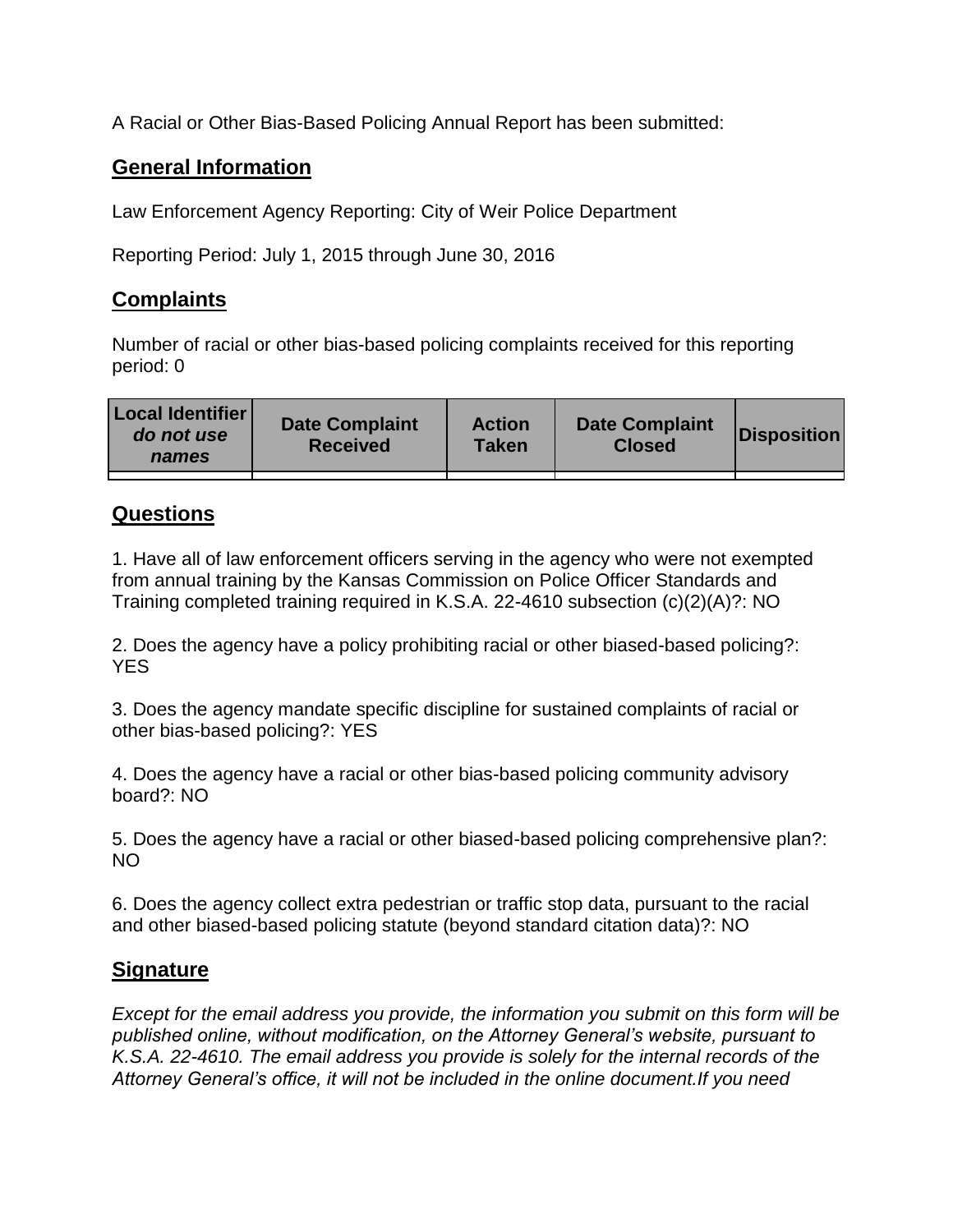A Racial or Other Bias-Based Policing Annual Report has been submitted:

## General Information

Law Enforcement Agency Reporting: City of Weir Police Department

Reporting Period: July 1, 2015 through June 30, 2016

## Complaints

Number of racial or other bias-based policing complaints received for this reporting period: 0

| Local Identifier *do not use names* | Date Complaint Received | Action Taken | Date Complaint Closed | Disposition |
|---|---|---|---|---|
| | | | | |

## Questions

1. Have all of law enforcement officers serving in the agency who were not exempted from annual training by the Kansas Commission on Police Officer Standards and Training completed training required in K.S.A. 22-4610 subsection (c)(2)(A)?: NO

2. Does the agency have a policy prohibiting racial or other biased-based policing?: YES

3. Does the agency mandate specific discipline for sustained complaints of racial or other bias-based policing?: YES

4. Does the agency have a racial or other bias-based policing community advisory board?: NO

5. Does the agency have a racial or other biased-based policing comprehensive plan?: NO

6. Does the agency collect extra pedestrian or traffic stop data, pursuant to the racial and other biased-based policing statute (beyond standard citation data)?: NO

## Signature

*Except for the email address you provide, the information you submit on this form will be published online, without modification, on the Attorney General's website, pursuant to K.S.A. 22-4610. The email address you provide is solely for the internal records of the Attorney General's office, it will not be included in the online document.If you need*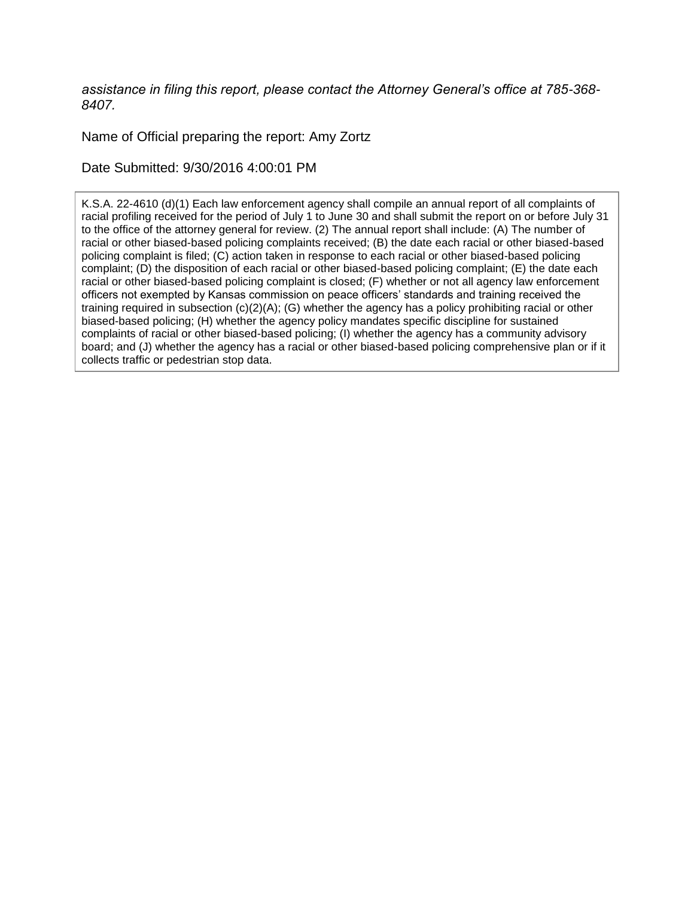*assistance in filing this report, please contact the Attorney General's office at 785-368-8407.*

Name of Official preparing the report: Amy Zortz

Date Submitted: 9/30/2016 4:00:01 PM

K.S.A. 22-4610 (d)(1) Each law enforcement agency shall compile an annual report of all complaints of racial profiling received for the period of July 1 to June 30 and shall submit the report on or before July 31 to the office of the attorney general for review. (2) The annual report shall include: (A) The number of racial or other biased-based policing complaints received; (B) the date each racial or other biased-based policing complaint is filed; (C) action taken in response to each racial or other biased-based policing complaint; (D) the disposition of each racial or other biased-based policing complaint; (E) the date each racial or other biased-based policing complaint is closed; (F) whether or not all agency law enforcement officers not exempted by Kansas commission on peace officers' standards and training received the training required in subsection (c)(2)(A); (G) whether the agency has a policy prohibiting racial or other biased-based policing; (H) whether the agency policy mandates specific discipline for sustained complaints of racial or other biased-based policing; (I) whether the agency has a community advisory board; and (J) whether the agency has a racial or other biased-based policing comprehensive plan or if it collects traffic or pedestrian stop data.